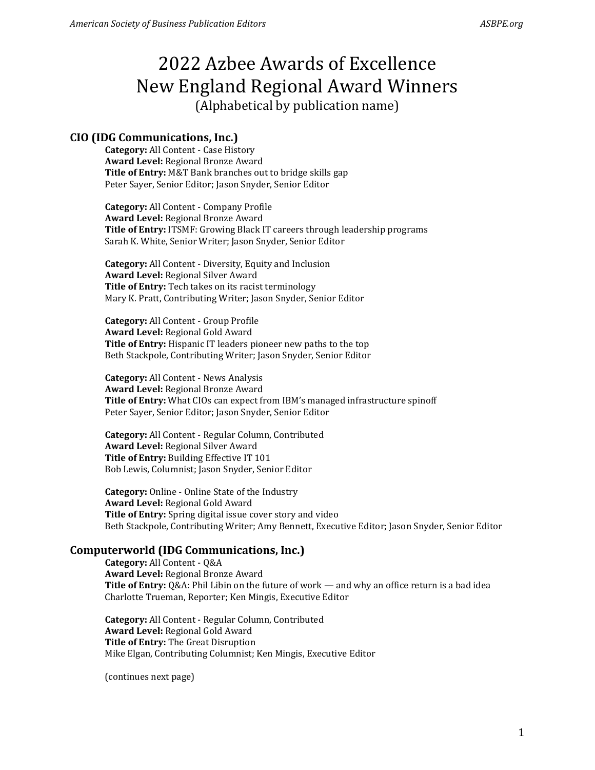# 2022 Azbee Awards of Excellence
# New England Regional Award Winners

(Alphabetical by publication name)

## CIO (IDG Communications, Inc.)

**Category:** All Content - Case History
**Award Level:** Regional Bronze Award
**Title of Entry:** M&T Bank branches out to bridge skills gap
Peter Sayer, Senior Editor; Jason Snyder, Senior Editor

**Category:** All Content - Company Profile
**Award Level:** Regional Bronze Award
**Title of Entry:** ITSMF: Growing Black IT careers through leadership programs
Sarah K. White, Senior Writer; Jason Snyder, Senior Editor

**Category:** All Content - Diversity, Equity and Inclusion
**Award Level:** Regional Silver Award
**Title of Entry:** Tech takes on its racist terminology
Mary K. Pratt, Contributing Writer; Jason Snyder, Senior Editor

**Category:** All Content - Group Profile
**Award Level:** Regional Gold Award
**Title of Entry:** Hispanic IT leaders pioneer new paths to the top
Beth Stackpole, Contributing Writer; Jason Snyder, Senior Editor

**Category:** All Content - News Analysis
**Award Level:** Regional Bronze Award
**Title of Entry:** What CIOs can expect from IBM's managed infrastructure spinoff
Peter Sayer, Senior Editor; Jason Snyder, Senior Editor

**Category:** All Content - Regular Column, Contributed
**Award Level:** Regional Silver Award
**Title of Entry:** Building Effective IT 101
Bob Lewis, Columnist; Jason Snyder, Senior Editor

**Category:** Online - Online State of the Industry
**Award Level:** Regional Gold Award
**Title of Entry:** Spring digital issue cover story and video
Beth Stackpole, Contributing Writer; Amy Bennett, Executive Editor; Jason Snyder, Senior Editor

## Computerworld (IDG Communications, Inc.)

**Category:** All Content - Q&A
**Award Level:** Regional Bronze Award
**Title of Entry:** Q&A: Phil Libin on the future of work — and why an office return is a bad idea
Charlotte Trueman, Reporter; Ken Mingis, Executive Editor

**Category:** All Content - Regular Column, Contributed
**Award Level:** Regional Gold Award
**Title of Entry:** The Great Disruption
Mike Elgan, Contributing Columnist; Ken Mingis, Executive Editor

(continues next page)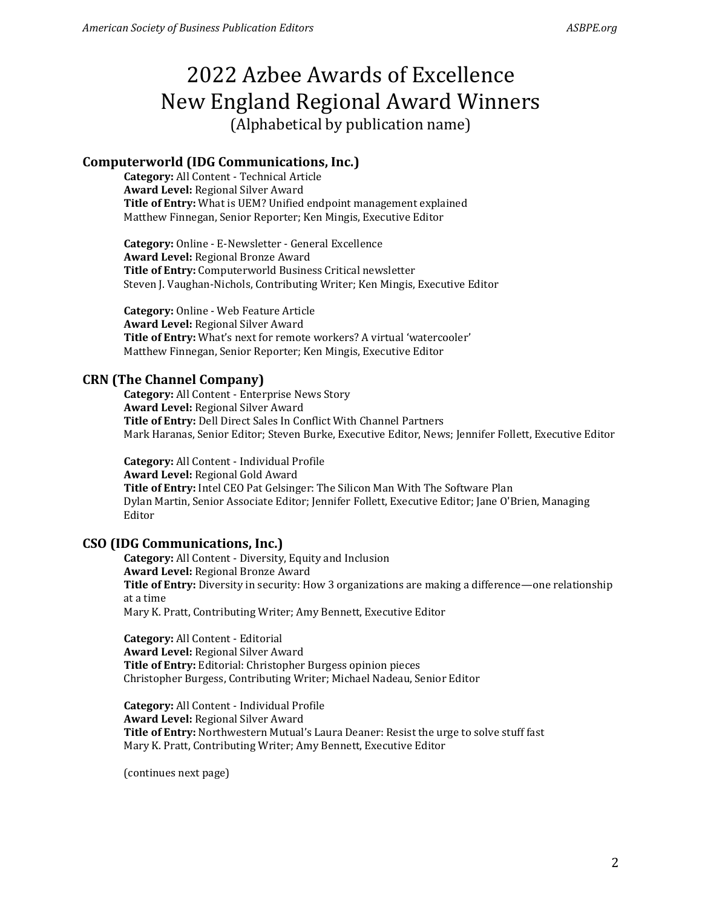# 2022 Azbee Awards of Excellence New England Regional Award Winners

(Alphabetical by publication name)

## Computerworld (IDG Communications, Inc.)

**Category:** All Content - Technical Article
**Award Level:** Regional Silver Award
**Title of Entry:** What is UEM? Unified endpoint management explained
Matthew Finnegan, Senior Reporter; Ken Mingis, Executive Editor

**Category:** Online - E-Newsletter - General Excellence
**Award Level:** Regional Bronze Award
**Title of Entry:** Computerworld Business Critical newsletter
Steven J. Vaughan-Nichols, Contributing Writer; Ken Mingis, Executive Editor

**Category:** Online - Web Feature Article
**Award Level:** Regional Silver Award
**Title of Entry:** What's next for remote workers? A virtual 'watercooler'
Matthew Finnegan, Senior Reporter; Ken Mingis, Executive Editor

## CRN (The Channel Company)

**Category:** All Content - Enterprise News Story
**Award Level:** Regional Silver Award
**Title of Entry:** Dell Direct Sales In Conflict With Channel Partners
Mark Haranas, Senior Editor; Steven Burke, Executive Editor, News; Jennifer Follett, Executive Editor

**Category:** All Content - Individual Profile
**Award Level:** Regional Gold Award
**Title of Entry:** Intel CEO Pat Gelsinger: The Silicon Man With The Software Plan
Dylan Martin, Senior Associate Editor; Jennifer Follett, Executive Editor; Jane O'Brien, Managing Editor

## CSO (IDG Communications, Inc.)

**Category:** All Content - Diversity, Equity and Inclusion
**Award Level:** Regional Bronze Award
**Title of Entry:** Diversity in security: How 3 organizations are making a difference—one relationship at a time
Mary K. Pratt, Contributing Writer; Amy Bennett, Executive Editor

**Category:** All Content - Editorial
**Award Level:** Regional Silver Award
**Title of Entry:** Editorial: Christopher Burgess opinion pieces
Christopher Burgess, Contributing Writer; Michael Nadeau, Senior Editor

**Category:** All Content - Individual Profile
**Award Level:** Regional Silver Award
**Title of Entry:** Northwestern Mutual's Laura Deaner: Resist the urge to solve stuff fast
Mary K. Pratt, Contributing Writer; Amy Bennett, Executive Editor

(continues next page)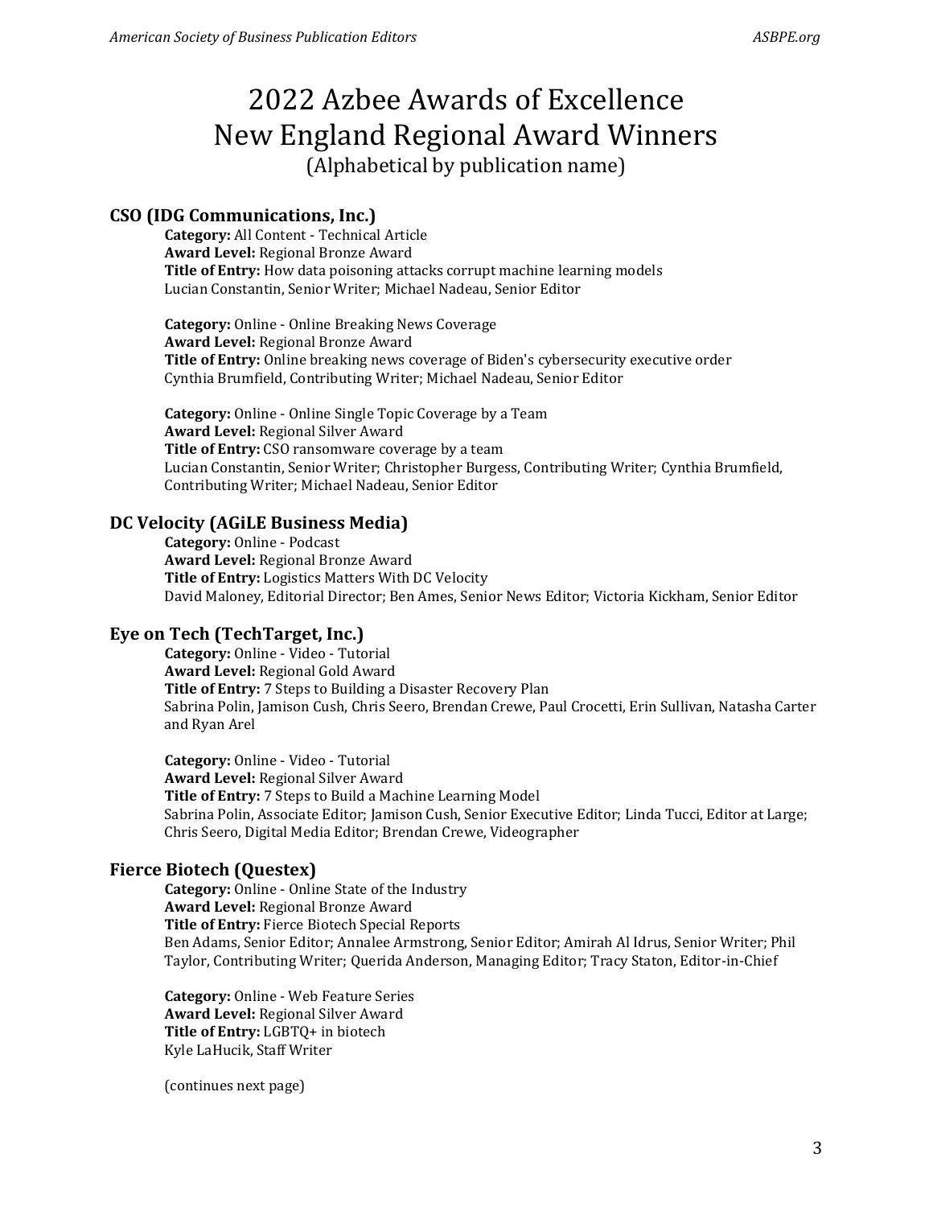# 2022 Azbee Awards of Excellence
# New England Regional Award Winners

(Alphabetical by publication name)

### CSO (IDG Communications, Inc.)

**Category:** All Content - Technical Article
**Award Level:** Regional Bronze Award
**Title of Entry:** How data poisoning attacks corrupt machine learning models
Lucian Constantin, Senior Writer; Michael Nadeau, Senior Editor

**Category:** Online - Online Breaking News Coverage
**Award Level:** Regional Bronze Award
**Title of Entry:** Online breaking news coverage of Biden's cybersecurity executive order
Cynthia Brumfield, Contributing Writer; Michael Nadeau, Senior Editor

**Category:** Online - Online Single Topic Coverage by a Team
**Award Level:** Regional Silver Award
**Title of Entry:** CSO ransomware coverage by a team
Lucian Constantin, Senior Writer; Christopher Burgess, Contributing Writer; Cynthia Brumfield, Contributing Writer; Michael Nadeau, Senior Editor

### DC Velocity (AGiLE Business Media)

**Category:** Online - Podcast
**Award Level:** Regional Bronze Award
**Title of Entry:** Logistics Matters With DC Velocity
David Maloney, Editorial Director; Ben Ames, Senior News Editor; Victoria Kickham, Senior Editor

### Eye on Tech (TechTarget, Inc.)

**Category:** Online - Video - Tutorial
**Award Level:** Regional Gold Award
**Title of Entry:** 7 Steps to Building a Disaster Recovery Plan
Sabrina Polin, Jamison Cush, Chris Seero, Brendan Crewe, Paul Crocetti, Erin Sullivan, Natasha Carter and Ryan Arel

**Category:** Online - Video - Tutorial
**Award Level:** Regional Silver Award
**Title of Entry:** 7 Steps to Build a Machine Learning Model
Sabrina Polin, Associate Editor; Jamison Cush, Senior Executive Editor; Linda Tucci, Editor at Large; Chris Seero, Digital Media Editor; Brendan Crewe, Videographer

### Fierce Biotech (Questex)

**Category:** Online - Online State of the Industry
**Award Level:** Regional Bronze Award
**Title of Entry:** Fierce Biotech Special Reports
Ben Adams, Senior Editor; Annalee Armstrong, Senior Editor; Amirah Al Idrus, Senior Writer; Phil Taylor, Contributing Writer; Querida Anderson, Managing Editor; Tracy Staton, Editor-in-Chief

**Category:** Online - Web Feature Series
**Award Level:** Regional Silver Award
**Title of Entry:** LGBTQ+ in biotech
Kyle LaHucik, Staff Writer

(continues next page)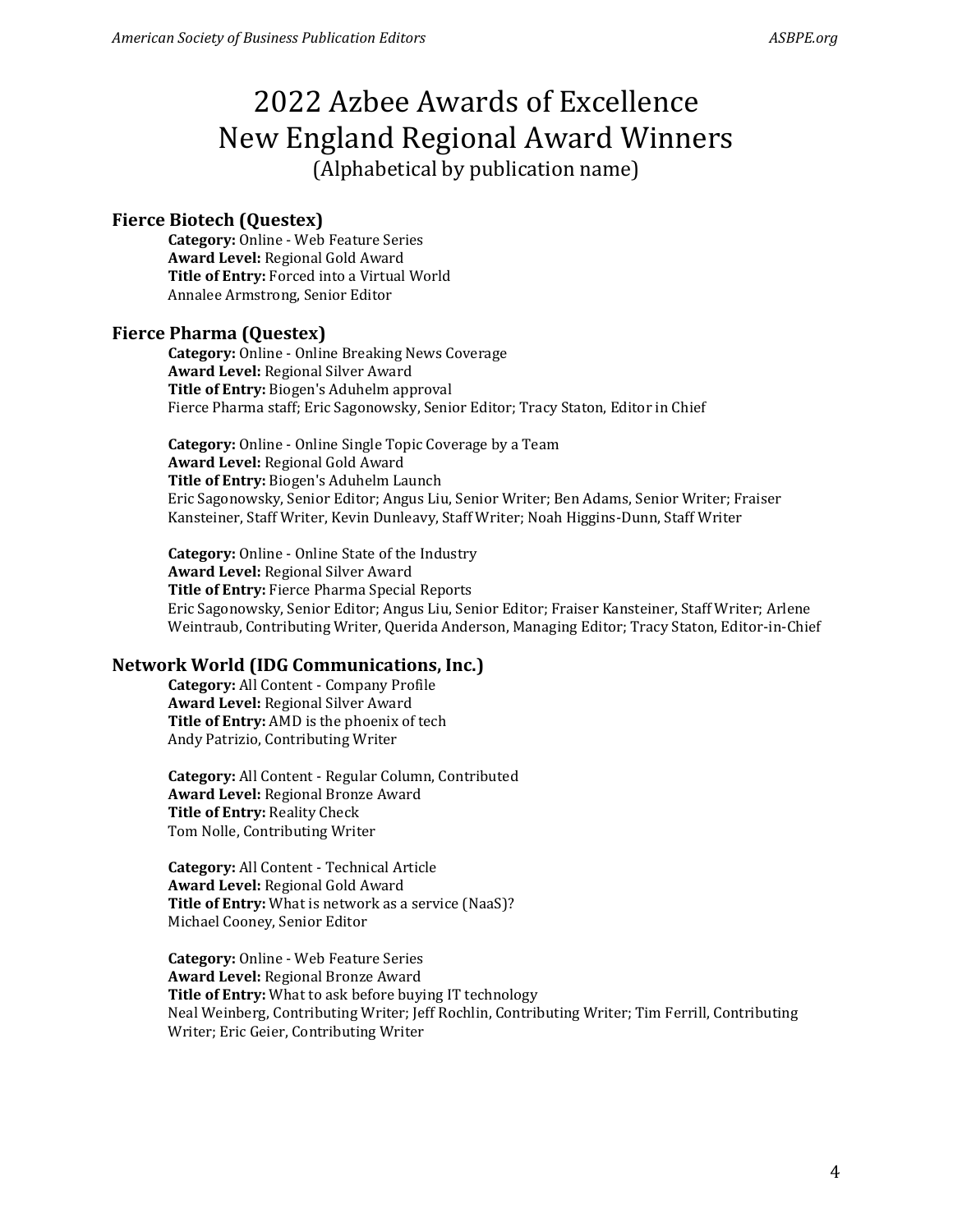# 2022 Azbee Awards of Excellence
# New England Regional Award Winners

(Alphabetical by publication name)

## Fierce Biotech (Questex)

**Category:** Online - Web Feature Series
**Award Level:** Regional Gold Award
**Title of Entry:** Forced into a Virtual World
Annalee Armstrong, Senior Editor

## Fierce Pharma (Questex)

**Category:** Online - Online Breaking News Coverage
**Award Level:** Regional Silver Award
**Title of Entry:** Biogen's Aduhelm approval
Fierce Pharma staff; Eric Sagonowsky, Senior Editor; Tracy Staton, Editor in Chief

**Category:** Online - Online Single Topic Coverage by a Team
**Award Level:** Regional Gold Award
**Title of Entry:** Biogen's Aduhelm Launch
Eric Sagonowsky, Senior Editor; Angus Liu, Senior Writer; Ben Adams, Senior Writer; Fraiser Kansteiner, Staff Writer, Kevin Dunleavy, Staff Writer; Noah Higgins-Dunn, Staff Writer

**Category:** Online - Online State of the Industry
**Award Level:** Regional Silver Award
**Title of Entry:** Fierce Pharma Special Reports
Eric Sagonowsky, Senior Editor; Angus Liu, Senior Editor; Fraiser Kansteiner, Staff Writer; Arlene Weintraub, Contributing Writer, Querida Anderson, Managing Editor; Tracy Staton, Editor-in-Chief

## Network World (IDG Communications, Inc.)

**Category:** All Content - Company Profile
**Award Level:** Regional Silver Award
**Title of Entry:** AMD is the phoenix of tech
Andy Patrizio, Contributing Writer

**Category:** All Content - Regular Column, Contributed
**Award Level:** Regional Bronze Award
**Title of Entry:** Reality Check
Tom Nolle, Contributing Writer

**Category:** All Content - Technical Article
**Award Level:** Regional Gold Award
**Title of Entry:** What is network as a service (NaaS)?
Michael Cooney, Senior Editor

**Category:** Online - Web Feature Series
**Award Level:** Regional Bronze Award
**Title of Entry:** What to ask before buying IT technology
Neal Weinberg, Contributing Writer; Jeff Rochlin, Contributing Writer; Tim Ferrill, Contributing Writer; Eric Geier, Contributing Writer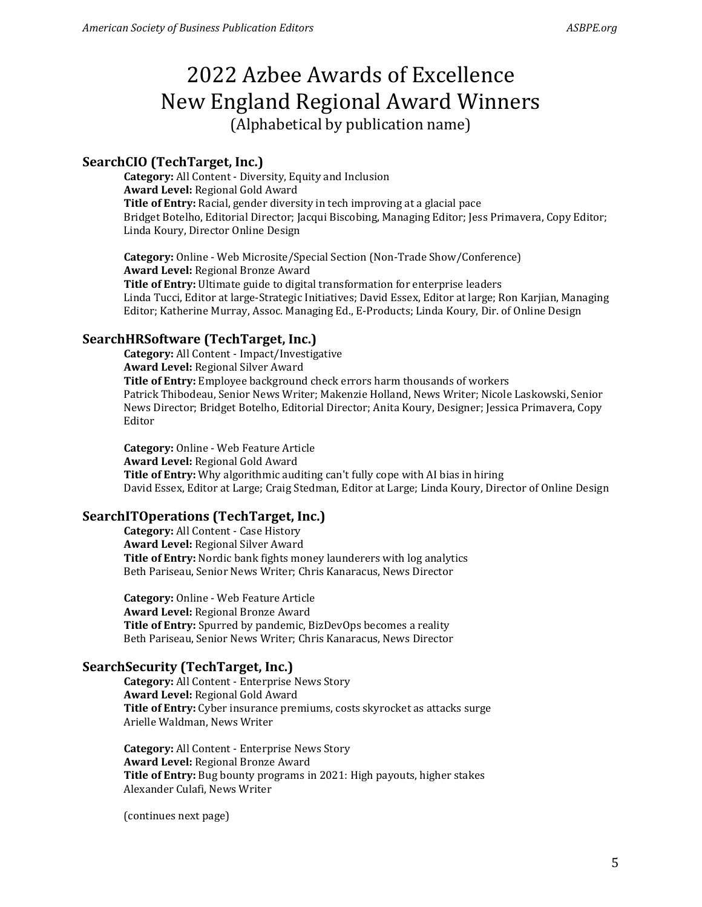# 2022 Azbee Awards of Excellence New England Regional Award Winners

(Alphabetical by publication name)

## SearchCIO (TechTarget, Inc.)

**Category:** All Content - Diversity, Equity and Inclusion
**Award Level:** Regional Gold Award
**Title of Entry:** Racial, gender diversity in tech improving at a glacial pace
Bridget Botelho, Editorial Director; Jacqui Biscobing, Managing Editor; Jess Primavera, Copy Editor; Linda Koury, Director Online Design

**Category:** Online - Web Microsite/Special Section (Non-Trade Show/Conference)
**Award Level:** Regional Bronze Award
**Title of Entry:** Ultimate guide to digital transformation for enterprise leaders
Linda Tucci, Editor at large-Strategic Initiatives; David Essex, Editor at large; Ron Karjian, Managing Editor; Katherine Murray, Assoc. Managing Ed., E-Products; Linda Koury, Dir. of Online Design

## SearchHRSoftware (TechTarget, Inc.)

**Category:** All Content - Impact/Investigative
**Award Level:** Regional Silver Award
**Title of Entry:** Employee background check errors harm thousands of workers
Patrick Thibodeau, Senior News Writer; Makenzie Holland, News Writer; Nicole Laskowski, Senior News Director; Bridget Botelho, Editorial Director; Anita Koury, Designer; Jessica Primavera, Copy Editor

**Category:** Online - Web Feature Article
**Award Level:** Regional Gold Award
**Title of Entry:** Why algorithmic auditing can't fully cope with AI bias in hiring
David Essex, Editor at Large; Craig Stedman, Editor at Large; Linda Koury, Director of Online Design

## SearchITOperations (TechTarget, Inc.)

**Category:** All Content - Case History
**Award Level:** Regional Silver Award
**Title of Entry:** Nordic bank fights money launderers with log analytics
Beth Pariseau, Senior News Writer; Chris Kanaracus, News Director

**Category:** Online - Web Feature Article
**Award Level:** Regional Bronze Award
**Title of Entry:** Spurred by pandemic, BizDevOps becomes a reality
Beth Pariseau, Senior News Writer; Chris Kanaracus, News Director

## SearchSecurity (TechTarget, Inc.)

**Category:** All Content - Enterprise News Story
**Award Level:** Regional Gold Award
**Title of Entry:** Cyber insurance premiums, costs skyrocket as attacks surge
Arielle Waldman, News Writer

**Category:** All Content - Enterprise News Story
**Award Level:** Regional Bronze Award
**Title of Entry:** Bug bounty programs in 2021: High payouts, higher stakes
Alexander Culafi, News Writer

(continues next page)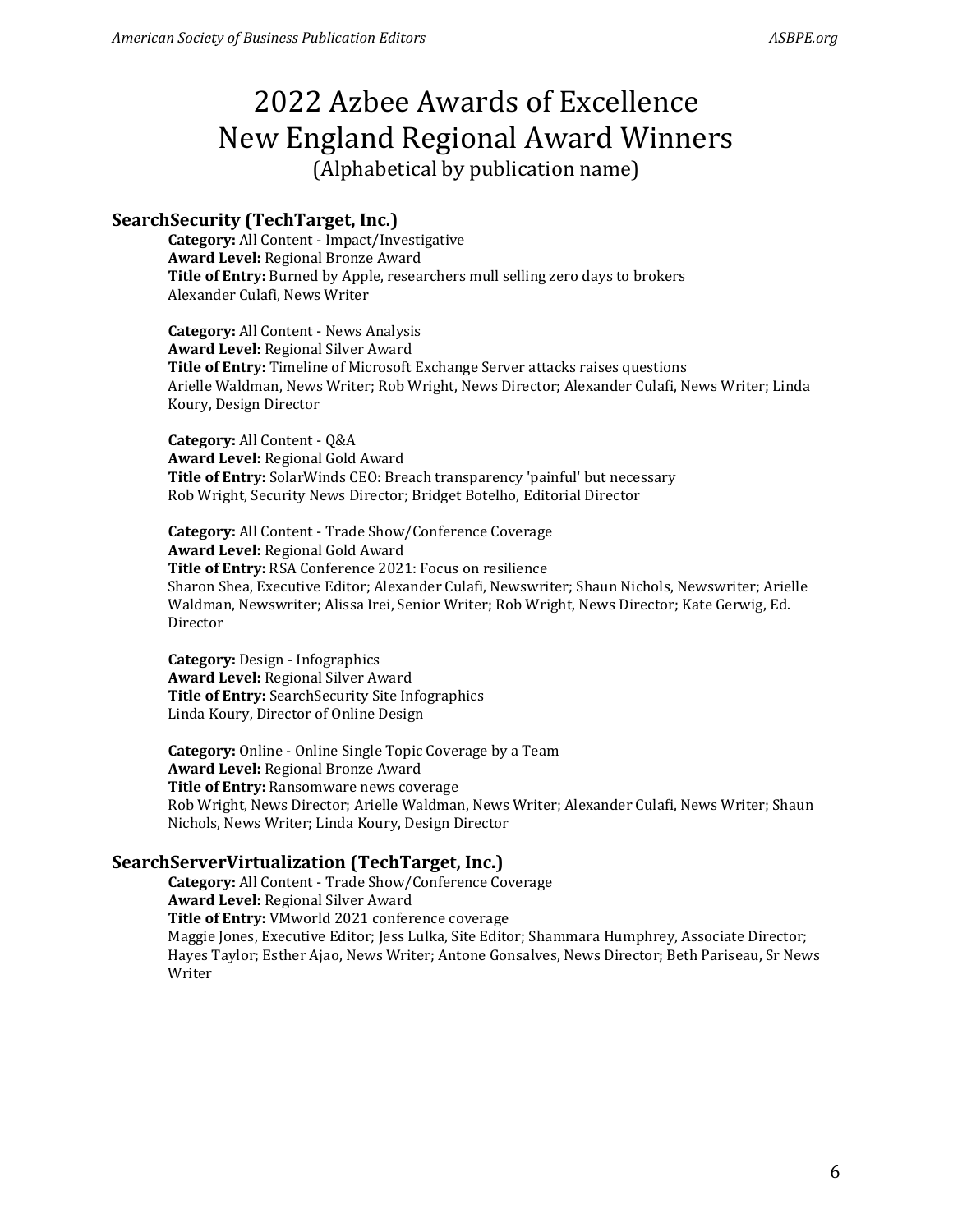# 2022 Azbee Awards of Excellence
# New England Regional Award Winners
(Alphabetical by publication name)

## SearchSecurity (TechTarget, Inc.)

**Category:** All Content - Impact/Investigative
**Award Level:** Regional Bronze Award
**Title of Entry:** Burned by Apple, researchers mull selling zero days to brokers
Alexander Culafi, News Writer

**Category:** All Content - News Analysis
**Award Level:** Regional Silver Award
**Title of Entry:** Timeline of Microsoft Exchange Server attacks raises questions
Arielle Waldman, News Writer; Rob Wright, News Director; Alexander Culafi, News Writer; Linda Koury, Design Director

**Category:** All Content - Q&A
**Award Level:** Regional Gold Award
**Title of Entry:** SolarWinds CEO: Breach transparency 'painful' but necessary
Rob Wright, Security News Director; Bridget Botelho, Editorial Director

**Category:** All Content - Trade Show/Conference Coverage
**Award Level:** Regional Gold Award
**Title of Entry:** RSA Conference 2021: Focus on resilience
Sharon Shea, Executive Editor; Alexander Culafi, Newswriter; Shaun Nichols, Newswriter; Arielle Waldman, Newswriter; Alissa Irei, Senior Writer; Rob Wright, News Director; Kate Gerwig, Ed. Director

**Category:** Design - Infographics
**Award Level:** Regional Silver Award
**Title of Entry:** SearchSecurity Site Infographics
Linda Koury, Director of Online Design

**Category:** Online - Online Single Topic Coverage by a Team
**Award Level:** Regional Bronze Award
**Title of Entry:** Ransomware news coverage
Rob Wright, News Director; Arielle Waldman, News Writer; Alexander Culafi, News Writer; Shaun Nichols, News Writer; Linda Koury, Design Director

## SearchServerVirtualization (TechTarget, Inc.)

**Category:** All Content - Trade Show/Conference Coverage
**Award Level:** Regional Silver Award
**Title of Entry:** VMworld 2021 conference coverage
Maggie Jones, Executive Editor; Jess Lulka, Site Editor; Shammara Humphrey, Associate Director; Hayes Taylor; Esther Ajao, News Writer; Antone Gonsalves, News Director; Beth Pariseau, Sr News Writer